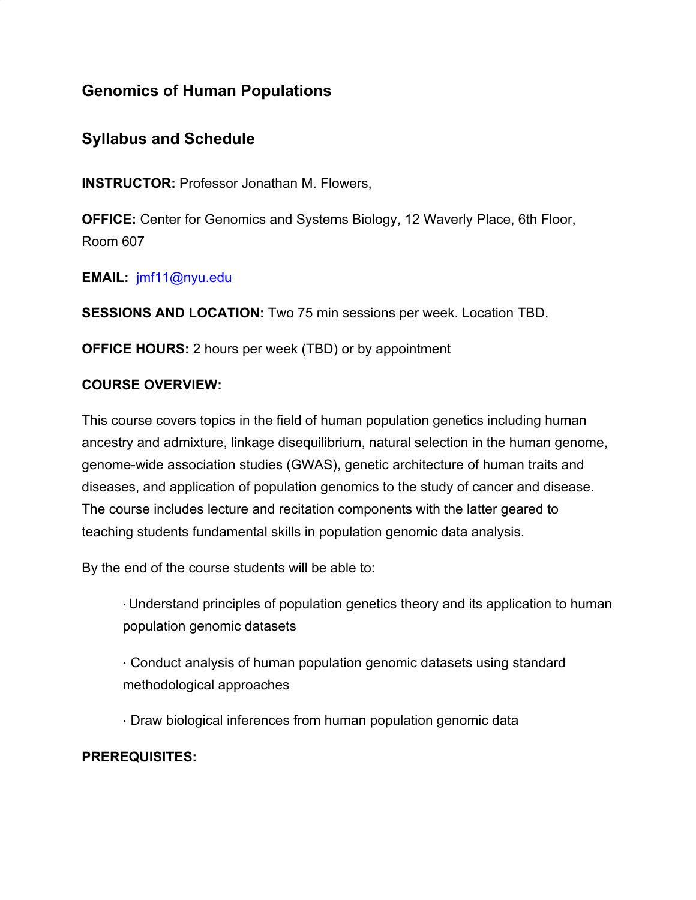# Genomics of Human Populations

## Syllabus and Schedule

**INSTRUCTOR:** Professor Jonathan M. Flowers,

**OFFICE:** Center for Genomics and Systems Biology, 12 Waverly Place, 6th Floor, Room 607

**EMAIL:** jmf11@nyu.edu

**SESSIONS AND LOCATION:** Two 75 min sessions per week. Location TBD.

**OFFICE HOURS:** 2 hours per week (TBD) or by appointment

**COURSE OVERVIEW:**

This course covers topics in the field of human population genetics including human ancestry and admixture, linkage disequilibrium, natural selection in the human genome, genome-wide association studies (GWAS), genetic architecture of human traits and diseases, and application of population genomics to the study of cancer and disease. The course includes lecture and recitation components with the latter geared to teaching students fundamental skills in population genomic data analysis.

By the end of the course students will be able to:

- Understand principles of population genetics theory and its application to human population genomic datasets
- Conduct analysis of human population genomic datasets using standard methodological approaches
- Draw biological inferences from human population genomic data

**PREREQUISITES:**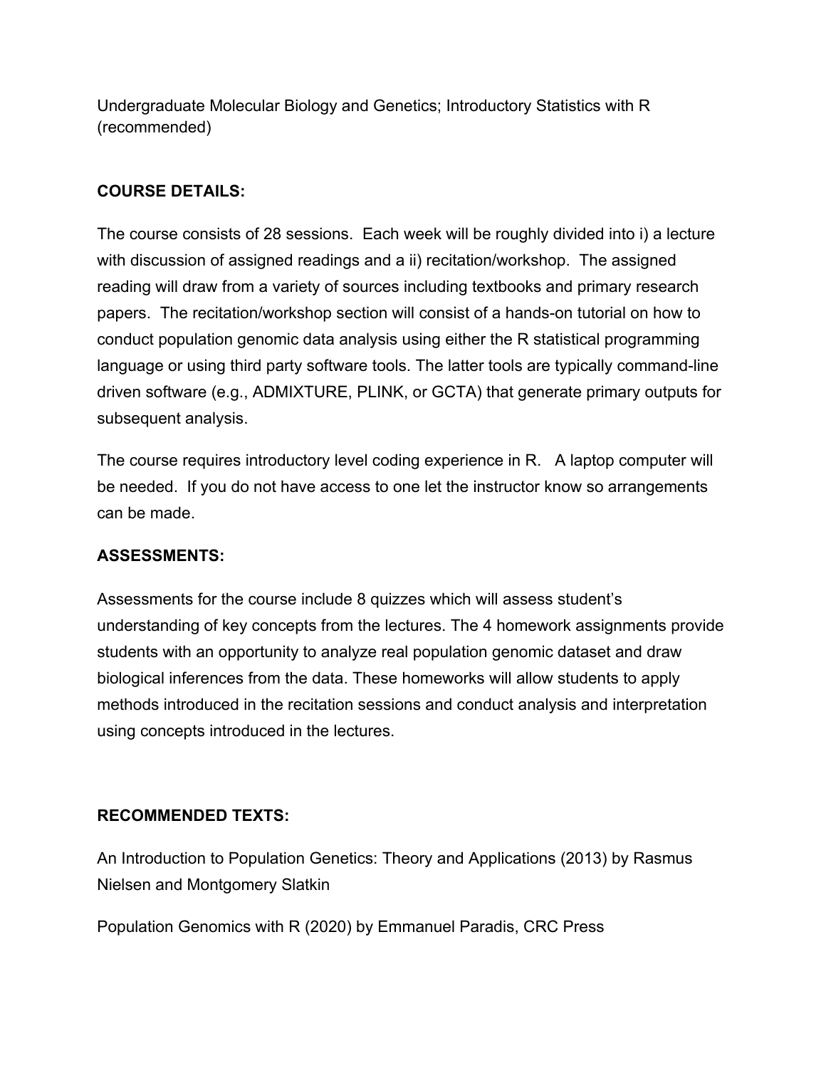Undergraduate Molecular Biology and Genetics; Introductory Statistics with R (recommended)

**COURSE DETAILS:**

The course consists of 28 sessions. Each week will be roughly divided into i) a lecture with discussion of assigned readings and a ii) recitation/workshop. The assigned reading will draw from a variety of sources including textbooks and primary research papers. The recitation/workshop section will consist of a hands-on tutorial on how to conduct population genomic data analysis using either the R statistical programming language or using third party software tools. The latter tools are typically command-line driven software (e.g., ADMIXTURE, PLINK, or GCTA) that generate primary outputs for subsequent analysis.

The course requires introductory level coding experience in R. A laptop computer will be needed. If you do not have access to one let the instructor know so arrangements can be made.

**ASSESSMENTS:**

Assessments for the course include 8 quizzes which will assess student's understanding of key concepts from the lectures. The 4 homework assignments provide students with an opportunity to analyze real population genomic dataset and draw biological inferences from the data. These homeworks will allow students to apply methods introduced in the recitation sessions and conduct analysis and interpretation using concepts introduced in the lectures.

**RECOMMENDED TEXTS:**

An Introduction to Population Genetics: Theory and Applications (2013) by Rasmus Nielsen and Montgomery Slatkin

Population Genomics with R (2020) by Emmanuel Paradis, CRC Press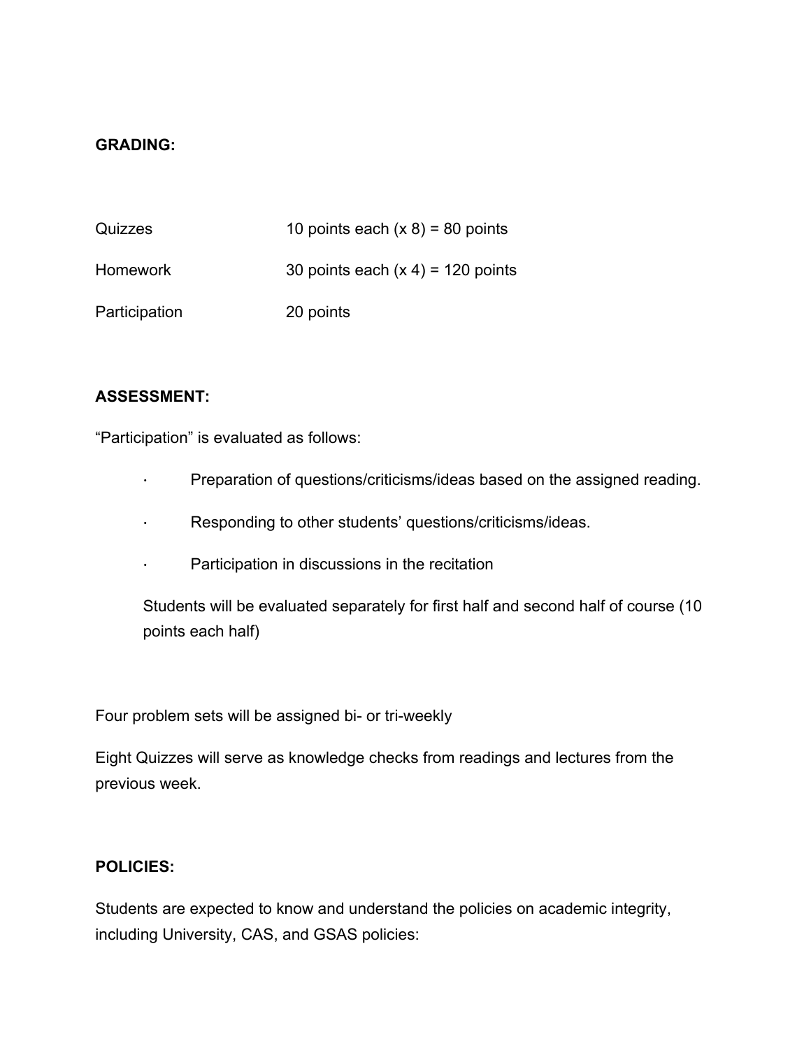**GRADING:**

| | |
|---|---|
| Quizzes | 10 points each (x 8) = 80 points |
| Homework | 30 points each (x 4) = 120 points |
| Participation | 20 points |

**ASSESSMENT:**

"Participation" is evaluated as follows:

- Preparation of questions/criticisms/ideas based on the assigned reading.
- Responding to other students' questions/criticisms/ideas.
- Participation in discussions in the recitation

Students will be evaluated separately for first half and second half of course (10 points each half)

Four problem sets will be assigned bi- or tri-weekly

Eight Quizzes will serve as knowledge checks from readings and lectures from the previous week.

**POLICIES:**

Students are expected to know and understand the policies on academic integrity, including University, CAS, and GSAS policies: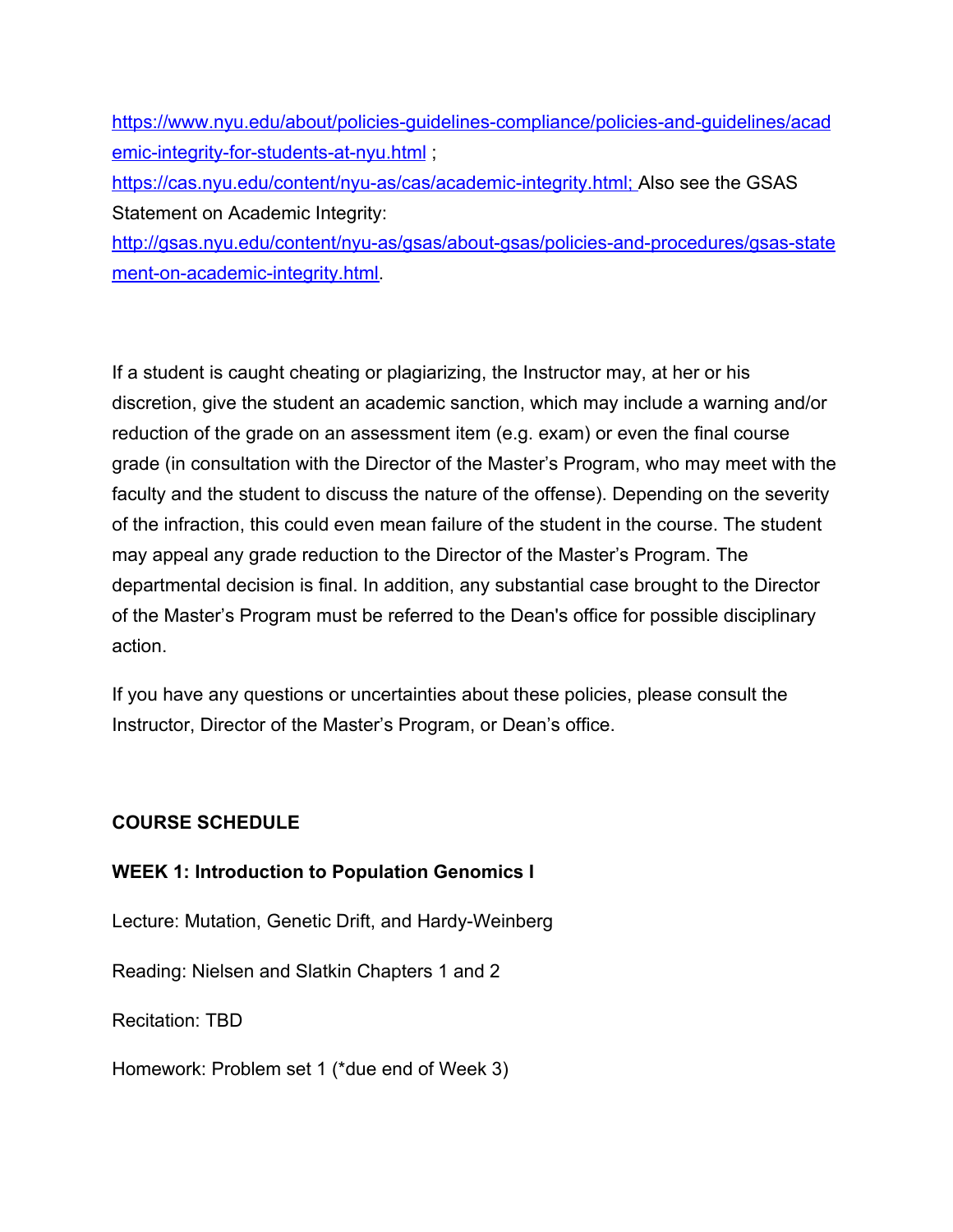https://www.nyu.edu/about/policies-guidelines-compliance/policies-and-guidelines/academic-integrity-for-students-at-nyu.html ; https://cas.nyu.edu/content/nyu-as/cas/academic-integrity.html; Also see the GSAS Statement on Academic Integrity: http://gsas.nyu.edu/content/nyu-as/gsas/about-gsas/policies-and-procedures/gsas-statement-on-academic-integrity.html.

If a student is caught cheating or plagiarizing, the Instructor may, at her or his discretion, give the student an academic sanction, which may include a warning and/or reduction of the grade on an assessment item (e.g. exam) or even the final course grade (in consultation with the Director of the Master's Program, who may meet with the faculty and the student to discuss the nature of the offense). Depending on the severity of the infraction, this could even mean failure of the student in the course. The student may appeal any grade reduction to the Director of the Master's Program. The departmental decision is final. In addition, any substantial case brought to the Director of the Master's Program must be referred to the Dean's office for possible disciplinary action.

If you have any questions or uncertainties about these policies, please consult the Instructor, Director of the Master's Program, or Dean's office.

## COURSE SCHEDULE

### WEEK 1: Introduction to Population Genomics I

Lecture: Mutation, Genetic Drift, and Hardy-Weinberg

Reading: Nielsen and Slatkin Chapters 1 and 2

Recitation: TBD

Homework: Problem set 1 (*due end of Week 3)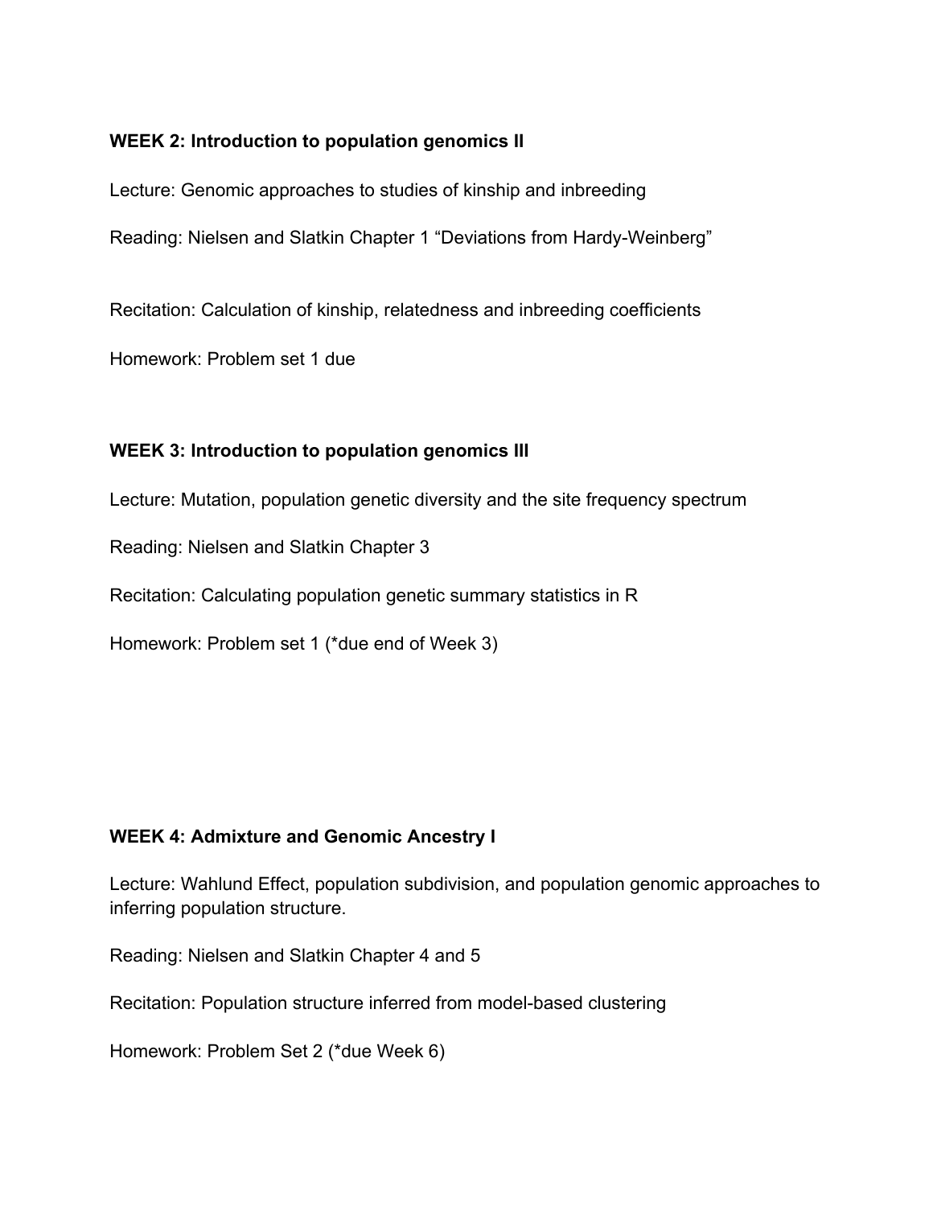**WEEK 2: Introduction to population genomics II**

Lecture: Genomic approaches to studies of kinship and inbreeding

Reading: Nielsen and Slatkin Chapter 1 “Deviations from Hardy-Weinberg”

Recitation: Calculation of kinship, relatedness and inbreeding coefficients

Homework: Problem set 1 due

**WEEK 3: Introduction to population genomics III**

Lecture: Mutation, population genetic diversity and the site frequency spectrum

Reading: Nielsen and Slatkin Chapter 3

Recitation: Calculating population genetic summary statistics in R

Homework: Problem set 1 (*due end of Week 3)

**WEEK 4: Admixture and Genomic Ancestry I**

Lecture: Wahlund Effect, population subdivision, and population genomic approaches to inferring population structure.

Reading: Nielsen and Slatkin Chapter 4 and 5

Recitation: Population structure inferred from model-based clustering

Homework: Problem Set 2 (*due Week 6)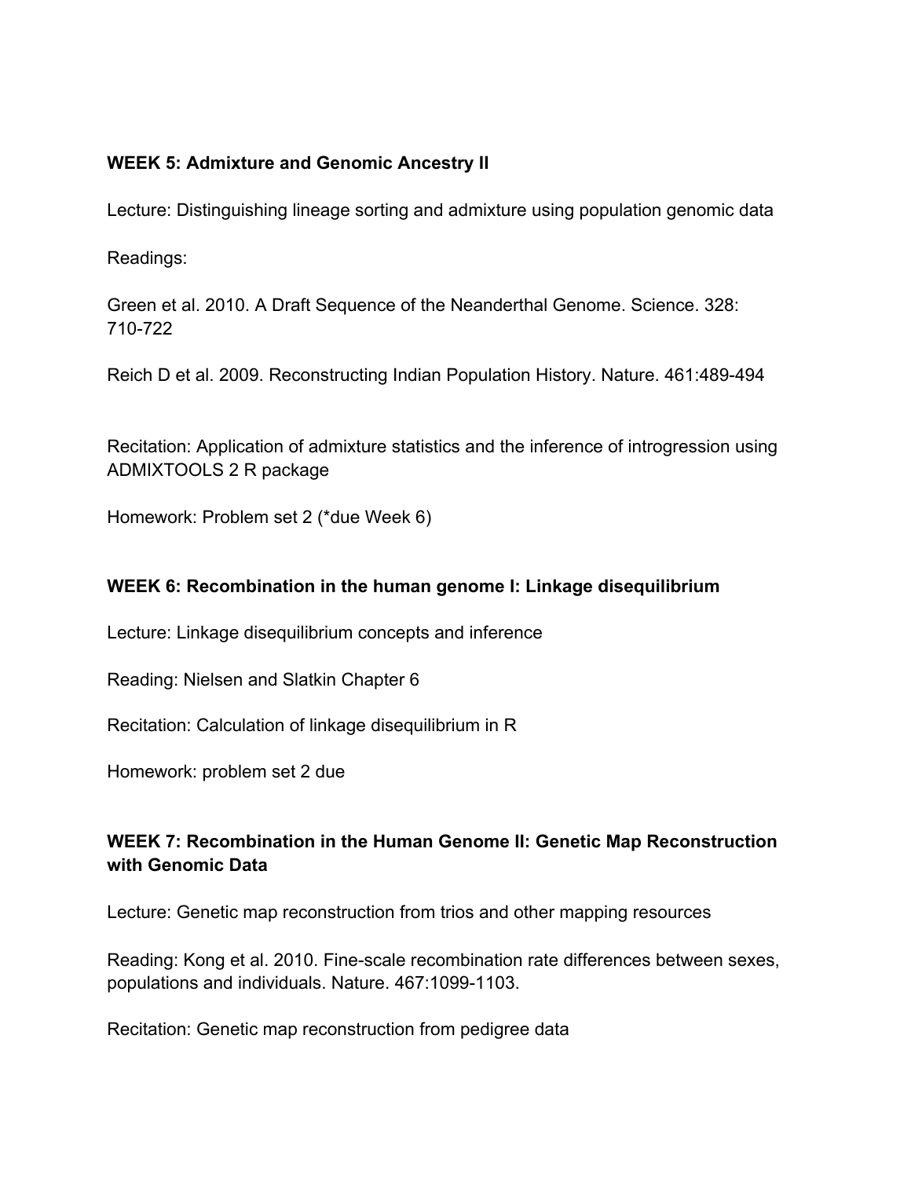**WEEK 5: Admixture and Genomic Ancestry II**

Lecture: Distinguishing lineage sorting and admixture using population genomic data

Readings:

Green et al. 2010. A Draft Sequence of the Neanderthal Genome. Science. 328: 710-722

Reich D et al. 2009. Reconstructing Indian Population History. Nature. 461:489-494

Recitation: Application of admixture statistics and the inference of introgression using ADMIXTOOLS 2 R package

Homework: Problem set 2 (*due Week 6)

**WEEK 6: Recombination in the human genome I: Linkage disequilibrium**

Lecture: Linkage disequilibrium concepts and inference

Reading: Nielsen and Slatkin Chapter 6

Recitation: Calculation of linkage disequilibrium in R

Homework: problem set 2 due

**WEEK 7: Recombination in the Human Genome II: Genetic Map Reconstruction with Genomic Data**

Lecture: Genetic map reconstruction from trios and other mapping resources

Reading: Kong et al. 2010. Fine-scale recombination rate differences between sexes, populations and individuals. Nature. 467:1099-1103.

Recitation: Genetic map reconstruction from pedigree data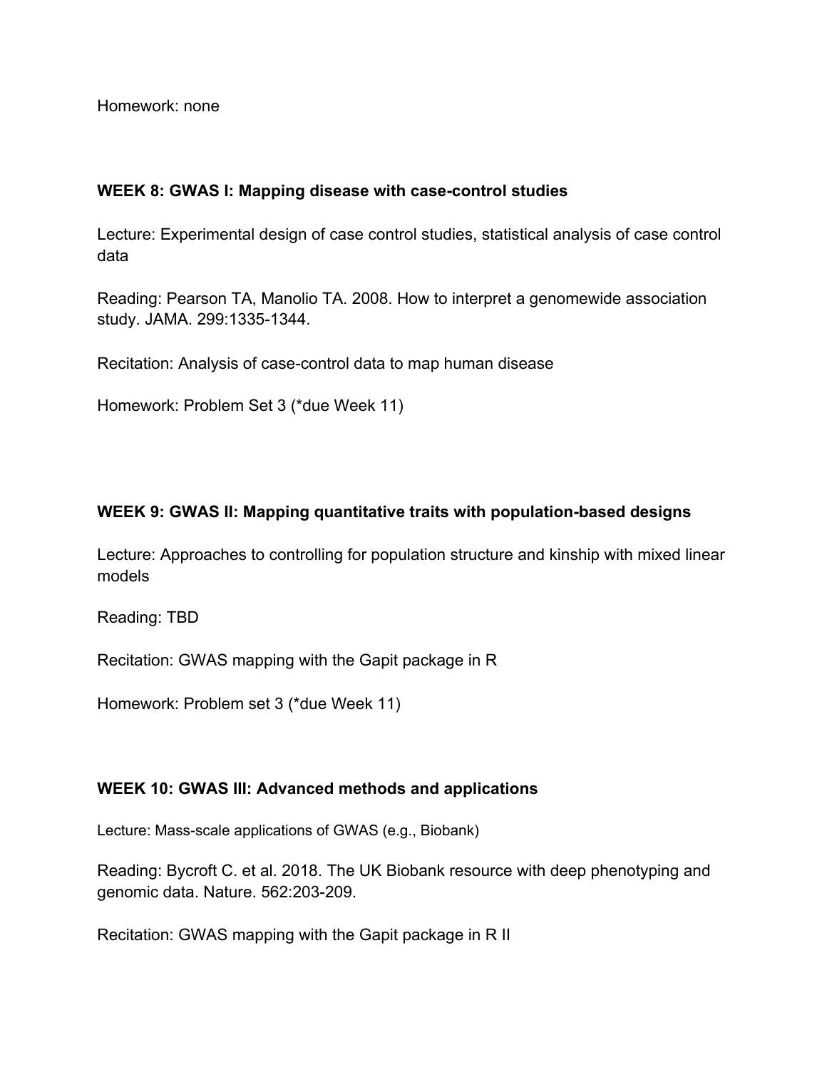Homework: none

**WEEK 8: GWAS I: Mapping disease with case-control studies**

Lecture: Experimental design of case control studies, statistical analysis of case control data

Reading: Pearson TA, Manolio TA. 2008. How to interpret a genomewide association study. JAMA. 299:1335-1344.

Recitation: Analysis of case-control data to map human disease

Homework: Problem Set 3 (*due Week 11)

**WEEK 9: GWAS II: Mapping quantitative traits with population-based designs**

Lecture: Approaches to controlling for population structure and kinship with mixed linear models

Reading: TBD

Recitation: GWAS mapping with the Gapit package in R

Homework: Problem set 3 (*due Week 11)

**WEEK 10: GWAS III: Advanced methods and applications**

Lecture: Mass-scale applications of GWAS (e.g., Biobank)

Reading: Bycroft C. et al. 2018. The UK Biobank resource with deep phenotyping and genomic data. Nature. 562:203-209.

Recitation: GWAS mapping with the Gapit package in R II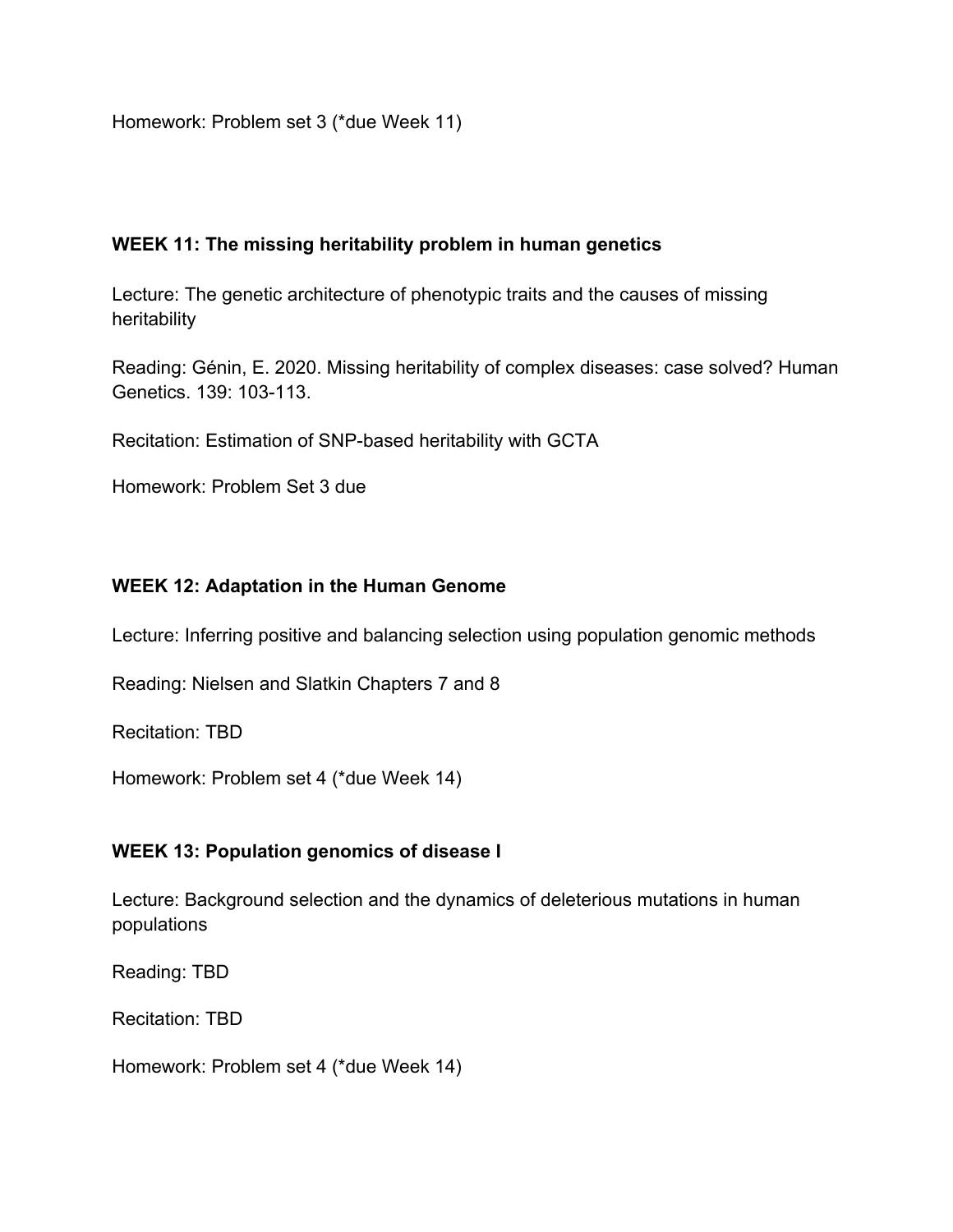Homework: Problem set 3 (*due Week 11)

**WEEK 11: The missing heritability problem in human genetics**

Lecture: The genetic architecture of phenotypic traits and the causes of missing heritability

Reading: Génin, E. 2020. Missing heritability of complex diseases: case solved? Human Genetics. 139: 103-113.

Recitation: Estimation of SNP-based heritability with GCTA

Homework: Problem Set 3 due

**WEEK 12: Adaptation in the Human Genome**

Lecture: Inferring positive and balancing selection using population genomic methods

Reading: Nielsen and Slatkin Chapters 7 and 8

Recitation: TBD

Homework: Problem set 4 (*due Week 14)

**WEEK 13: Population genomics of disease I**

Lecture: Background selection and the dynamics of deleterious mutations in human populations

Reading: TBD

Recitation: TBD

Homework: Problem set 4 (*due Week 14)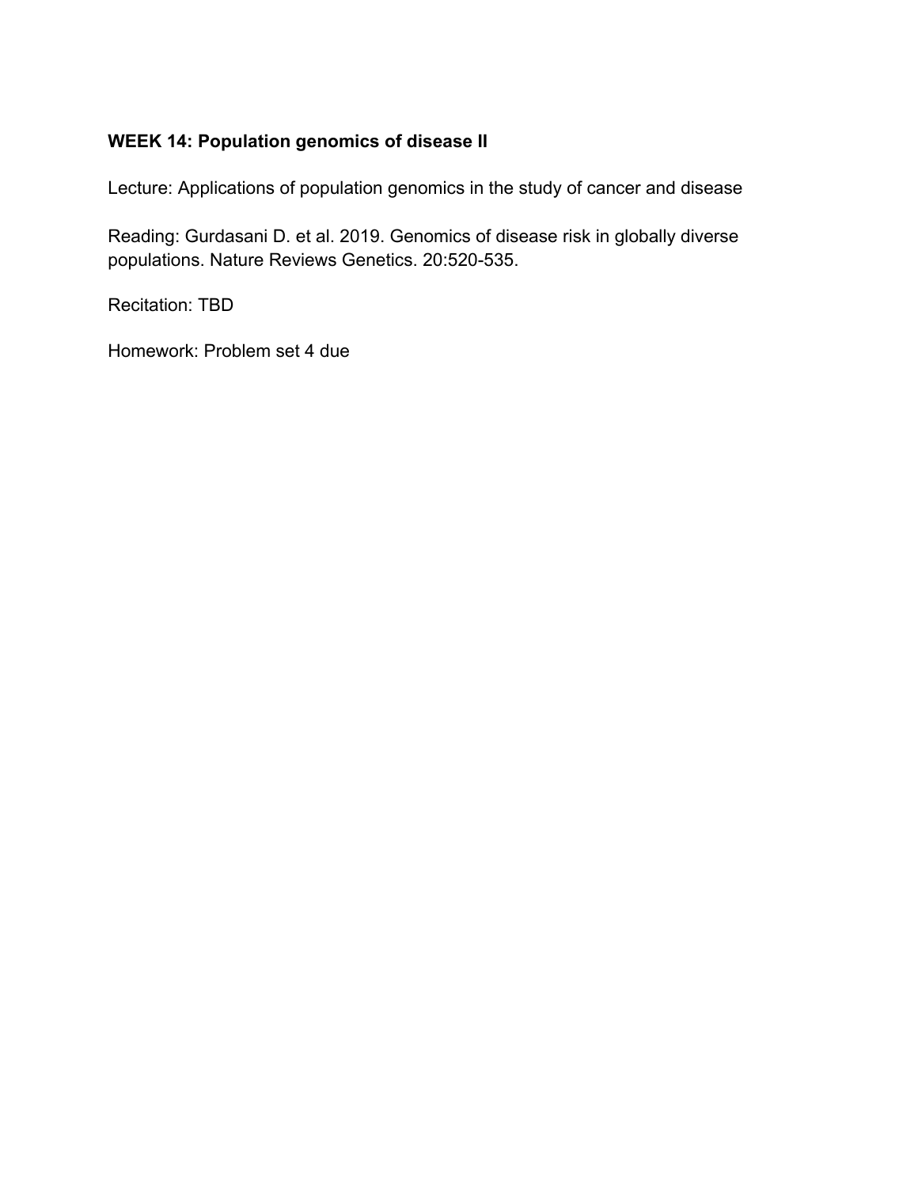**WEEK 14: Population genomics of disease II**

Lecture: Applications of population genomics in the study of cancer and disease

Reading: Gurdasani D. et al. 2019. Genomics of disease risk in globally diverse populations. Nature Reviews Genetics. 20:520-535.

Recitation: TBD

Homework: Problem set 4 due